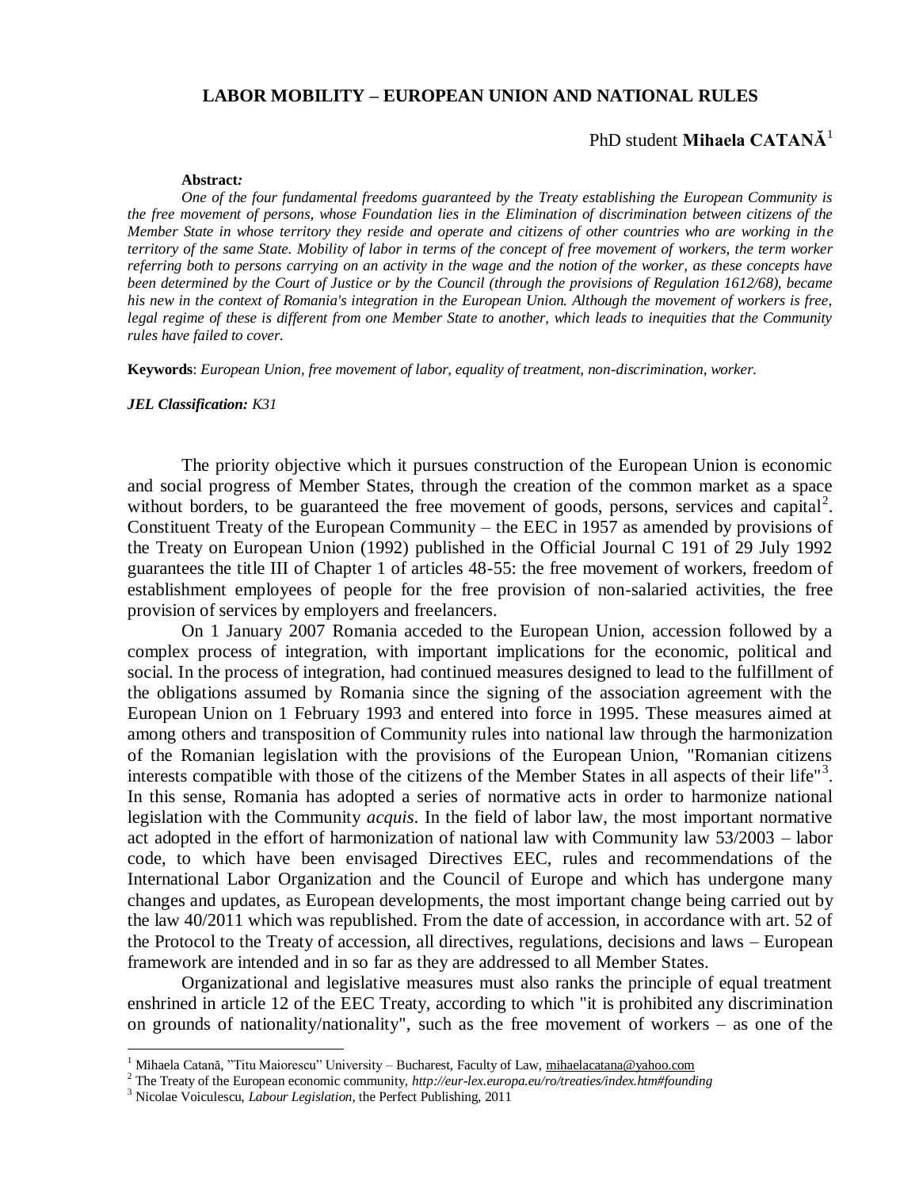# LABOR MOBILITY – EUROPEAN UNION AND NATIONAL RULES

PhD student **Mihaela CATANĂ**[1]

**Abstract***:*

*One of the four fundamental freedoms guaranteed by the Treaty establishing the European Community is the free movement of persons, whose Foundation lies in the Elimination of discrimination between citizens of the Member State in whose territory they reside and operate and citizens of other countries who are working in the territory of the same State. Mobility of labor in terms of the concept of free movement of workers, the term worker referring both to persons carrying on an activity in the wage and the notion of the worker, as these concepts have been determined by the Court of Justice or by the Council (through the provisions of Regulation 1612/68), became his new in the context of Romania's integration in the European Union. Although the movement of workers is free, legal regime of these is different from one Member State to another, which leads to inequities that the Community rules have failed to cover.*

**Keywords**: *European Union, free movement of labor, equality of treatment, non-discrimination, worker.*

***JEL Classification:*** *K31*

The priority objective which it pursues construction of the European Union is economic and social progress of Member States, through the creation of the common market as a space without borders, to be guaranteed the free movement of goods, persons, services and capital[2]. Constituent Treaty of the European Community – the EEC in 1957 as amended by provisions of the Treaty on European Union (1992) published in the Official Journal C 191 of 29 July 1992 guarantees the title III of Chapter 1 of articles 48-55: the free movement of workers, freedom of establishment employees of people for the free provision of non-salaried activities, the free provision of services by employers and freelancers.

On 1 January 2007 Romania acceded to the European Union, accession followed by a complex process of integration, with important implications for the economic, political and social. In the process of integration, had continued measures designed to lead to the fulfillment of the obligations assumed by Romania since the signing of the association agreement with the European Union on 1 February 1993 and entered into force in 1995. These measures aimed at among others and transposition of Community rules into national law through the harmonization of the Romanian legislation with the provisions of the European Union, "Romanian citizens interests compatible with those of the citizens of the Member States in all aspects of their life"[3]. In this sense, Romania has adopted a series of normative acts in order to harmonize national legislation with the Community *acquis*. In the field of labor law, the most important normative act adopted in the effort of harmonization of national law with Community law 53/2003 – labor code, to which have been envisaged Directives EEC, rules and recommendations of the International Labor Organization and the Council of Europe and which has undergone many changes and updates, as European developments, the most important change being carried out by the law 40/2011 which was republished. From the date of accession, in accordance with art. 52 of the Protocol to the Treaty of accession, all directives, regulations, decisions and laws – European framework are intended and in so far as they are addressed to all Member States.

Organizational and legislative measures must also ranks the principle of equal treatment enshrined in article 12 of the EEC Treaty, according to which "it is prohibited any discrimination on grounds of nationality/nationality", such as the free movement of workers – as one of the

---

[1] Mihaela Catană, "Titu Maiorescu" University – Bucharest, Faculty of Law, mihaelacatana@yahoo.com

[2] The Treaty of the European economic community, *http://eur-lex.europa.eu/ro/treaties/index.htm#founding*

[3] Nicolae Voiculescu, *Labour Legislation*, the Perfect Publishing, 2011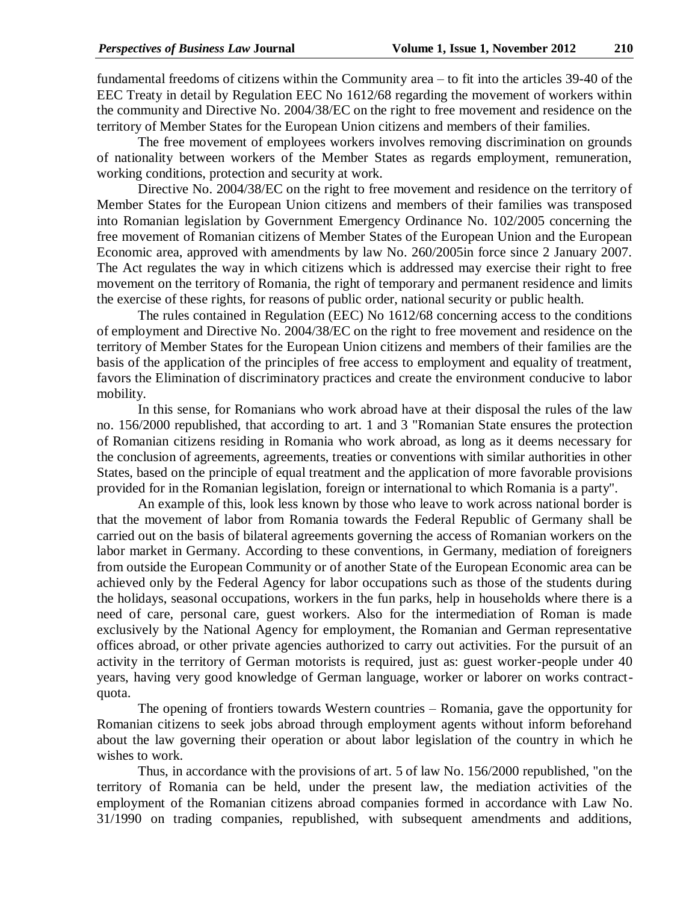fundamental freedoms of citizens within the Community area – to fit into the articles 39-40 of the EEC Treaty in detail by Regulation EEC No 1612/68 regarding the movement of workers within the community and Directive No. 2004/38/EC on the right to free movement and residence on the territory of Member States for the European Union citizens and members of their families.

The free movement of employees workers involves removing discrimination on grounds of nationality between workers of the Member States as regards employment, remuneration, working conditions, protection and security at work.

Directive No. 2004/38/EC on the right to free movement and residence on the territory of Member States for the European Union citizens and members of their families was transposed into Romanian legislation by Government Emergency Ordinance No. 102/2005 concerning the free movement of Romanian citizens of Member States of the European Union and the European Economic area, approved with amendments by law No. 260/2005in force since 2 January 2007. The Act regulates the way in which citizens which is addressed may exercise their right to free movement on the territory of Romania, the right of temporary and permanent residence and limits the exercise of these rights, for reasons of public order, national security or public health.

The rules contained in Regulation (EEC) No 1612/68 concerning access to the conditions of employment and Directive No. 2004/38/EC on the right to free movement and residence on the territory of Member States for the European Union citizens and members of their families are the basis of the application of the principles of free access to employment and equality of treatment, favors the Elimination of discriminatory practices and create the environment conducive to labor mobility.

In this sense, for Romanians who work abroad have at their disposal the rules of the law no. 156/2000 republished, that according to art. 1 and 3 "Romanian State ensures the protection of Romanian citizens residing in Romania who work abroad, as long as it deems necessary for the conclusion of agreements, agreements, treaties or conventions with similar authorities in other States, based on the principle of equal treatment and the application of more favorable provisions provided for in the Romanian legislation, foreign or international to which Romania is a party".

An example of this, look less known by those who leave to work across national border is that the movement of labor from Romania towards the Federal Republic of Germany shall be carried out on the basis of bilateral agreements governing the access of Romanian workers on the labor market in Germany. According to these conventions, in Germany, mediation of foreigners from outside the European Community or of another State of the European Economic area can be achieved only by the Federal Agency for labor occupations such as those of the students during the holidays, seasonal occupations, workers in the fun parks, help in households where there is a need of care, personal care, guest workers. Also for the intermediation of Roman is made exclusively by the National Agency for employment, the Romanian and German representative offices abroad, or other private agencies authorized to carry out activities. For the pursuit of an activity in the territory of German motorists is required, just as: guest worker-people under 40 years, having very good knowledge of German language, worker or laborer on works contract-quota.

The opening of frontiers towards Western countries – Romania, gave the opportunity for Romanian citizens to seek jobs abroad through employment agents without inform beforehand about the law governing their operation or about labor legislation of the country in which he wishes to work.

Thus, in accordance with the provisions of art. 5 of law No. 156/2000 republished, "on the territory of Romania can be held, under the present law, the mediation activities of the employment of the Romanian citizens abroad companies formed in accordance with Law No. 31/1990 on trading companies, republished, with subsequent amendments and additions,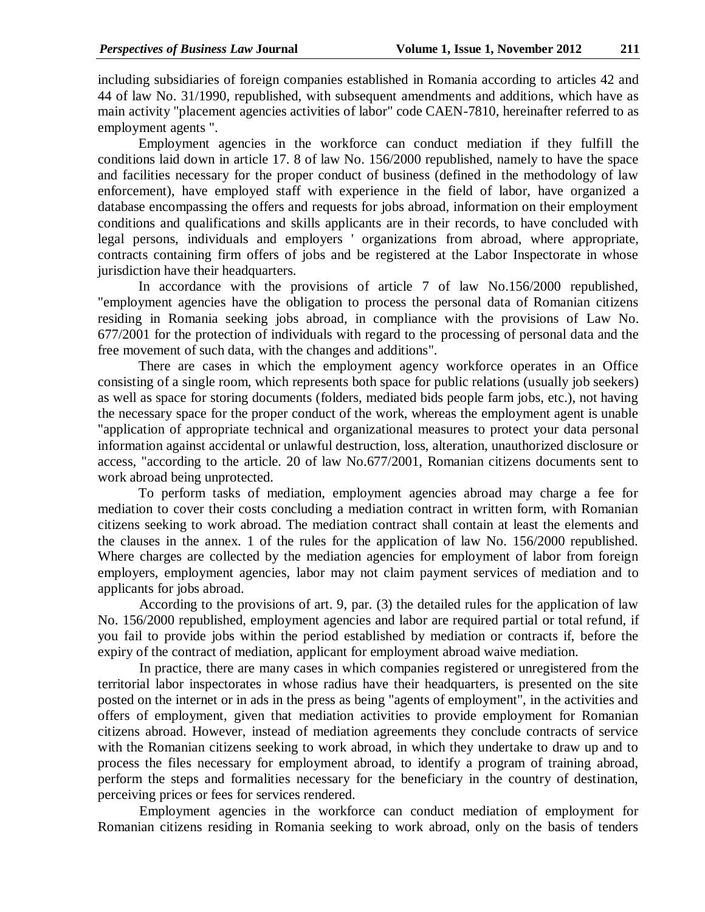including subsidiaries of foreign companies established in Romania according to articles 42 and 44 of law No. 31/1990, republished, with subsequent amendments and additions, which have as main activity "placement agencies activities of labor" code CAEN-7810, hereinafter referred to as employment agents ".

Employment agencies in the workforce can conduct mediation if they fulfill the conditions laid down in article 17. 8 of law No. 156/2000 republished, namely to have the space and facilities necessary for the proper conduct of business (defined in the methodology of law enforcement), have employed staff with experience in the field of labor, have organized a database encompassing the offers and requests for jobs abroad, information on their employment conditions and qualifications and skills applicants are in their records, to have concluded with legal persons, individuals and employers ' organizations from abroad, where appropriate, contracts containing firm offers of jobs and be registered at the Labor Inspectorate in whose jurisdiction have their headquarters.

In accordance with the provisions of article 7 of law No.156/2000 republished, "employment agencies have the obligation to process the personal data of Romanian citizens residing in Romania seeking jobs abroad, in compliance with the provisions of Law No. 677/2001 for the protection of individuals with regard to the processing of personal data and the free movement of such data, with the changes and additions".

There are cases in which the employment agency workforce operates in an Office consisting of a single room, which represents both space for public relations (usually job seekers) as well as space for storing documents (folders, mediated bids people farm jobs, etc.), not having the necessary space for the proper conduct of the work, whereas the employment agent is unable "application of appropriate technical and organizational measures to protect your data personal information against accidental or unlawful destruction, loss, alteration, unauthorized disclosure or access, "according to the article. 20 of law No.677/2001, Romanian citizens documents sent to work abroad being unprotected.

To perform tasks of mediation, employment agencies abroad may charge a fee for mediation to cover their costs concluding a mediation contract in written form, with Romanian citizens seeking to work abroad. The mediation contract shall contain at least the elements and the clauses in the annex. 1 of the rules for the application of law No. 156/2000 republished. Where charges are collected by the mediation agencies for employment of labor from foreign employers, employment agencies, labor may not claim payment services of mediation and to applicants for jobs abroad.

According to the provisions of art. 9, par. (3) the detailed rules for the application of law No. 156/2000 republished, employment agencies and labor are required partial or total refund, if you fail to provide jobs within the period established by mediation or contracts if, before the expiry of the contract of mediation, applicant for employment abroad waive mediation.

In practice, there are many cases in which companies registered or unregistered from the territorial labor inspectorates in whose radius have their headquarters, is presented on the site posted on the internet or in ads in the press as being "agents of employment", in the activities and offers of employment, given that mediation activities to provide employment for Romanian citizens abroad. However, instead of mediation agreements they conclude contracts of service with the Romanian citizens seeking to work abroad, in which they undertake to draw up and to process the files necessary for employment abroad, to identify a program of training abroad, perform the steps and formalities necessary for the beneficiary in the country of destination, perceiving prices or fees for services rendered.

Employment agencies in the workforce can conduct mediation of employment for Romanian citizens residing in Romania seeking to work abroad, only on the basis of tenders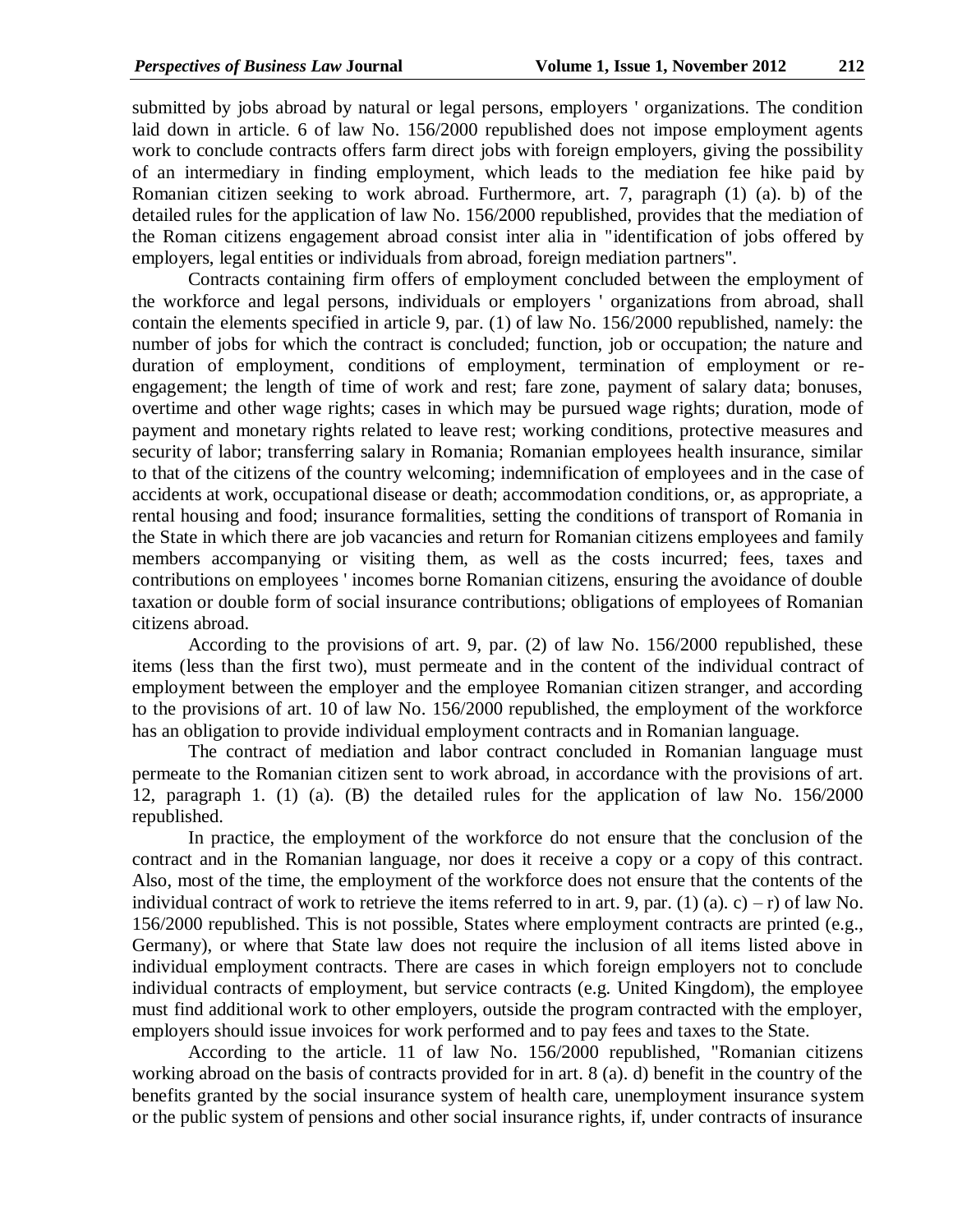submitted by jobs abroad by natural or legal persons, employers ' organizations. The condition laid down in article. 6 of law No. 156/2000 republished does not impose employment agents work to conclude contracts offers farm direct jobs with foreign employers, giving the possibility of an intermediary in finding employment, which leads to the mediation fee hike paid by Romanian citizen seeking to work abroad. Furthermore, art. 7, paragraph (1) (a). b) of the detailed rules for the application of law No. 156/2000 republished, provides that the mediation of the Roman citizens engagement abroad consist inter alia in "identification of jobs offered by employers, legal entities or individuals from abroad, foreign mediation partners".

Contracts containing firm offers of employment concluded between the employment of the workforce and legal persons, individuals or employers ' organizations from abroad, shall contain the elements specified in article 9, par. (1) of law No. 156/2000 republished, namely: the number of jobs for which the contract is concluded; function, job or occupation; the nature and duration of employment, conditions of employment, termination of employment or re-engagement; the length of time of work and rest; fare zone, payment of salary data; bonuses, overtime and other wage rights; cases in which may be pursued wage rights; duration, mode of payment and monetary rights related to leave rest; working conditions, protective measures and security of labor; transferring salary in Romania; Romanian employees health insurance, similar to that of the citizens of the country welcoming; indemnification of employees and in the case of accidents at work, occupational disease or death; accommodation conditions, or, as appropriate, a rental housing and food; insurance formalities, setting the conditions of transport of Romania in the State in which there are job vacancies and return for Romanian citizens employees and family members accompanying or visiting them, as well as the costs incurred; fees, taxes and contributions on employees ' incomes borne Romanian citizens, ensuring the avoidance of double taxation or double form of social insurance contributions; obligations of employees of Romanian citizens abroad.

According to the provisions of art. 9, par. (2) of law No. 156/2000 republished, these items (less than the first two), must permeate and in the content of the individual contract of employment between the employer and the employee Romanian citizen stranger, and according to the provisions of art. 10 of law No. 156/2000 republished, the employment of the workforce has an obligation to provide individual employment contracts and in Romanian language.

The contract of mediation and labor contract concluded in Romanian language must permeate to the Romanian citizen sent to work abroad, in accordance with the provisions of art. 12, paragraph 1. (1) (a). (B) the detailed rules for the application of law No. 156/2000 republished.

In practice, the employment of the workforce do not ensure that the conclusion of the contract and in the Romanian language, nor does it receive a copy or a copy of this contract. Also, most of the time, the employment of the workforce does not ensure that the contents of the individual contract of work to retrieve the items referred to in art. 9, par. (1) (a). c) – r) of law No. 156/2000 republished. This is not possible, States where employment contracts are printed (e.g., Germany), or where that State law does not require the inclusion of all items listed above in individual employment contracts. There are cases in which foreign employers not to conclude individual contracts of employment, but service contracts (e.g. United Kingdom), the employee must find additional work to other employers, outside the program contracted with the employer, employers should issue invoices for work performed and to pay fees and taxes to the State.

According to the article. 11 of law No. 156/2000 republished, "Romanian citizens working abroad on the basis of contracts provided for in art. 8 (a). d) benefit in the country of the benefits granted by the social insurance system of health care, unemployment insurance system or the public system of pensions and other social insurance rights, if, under contracts of insurance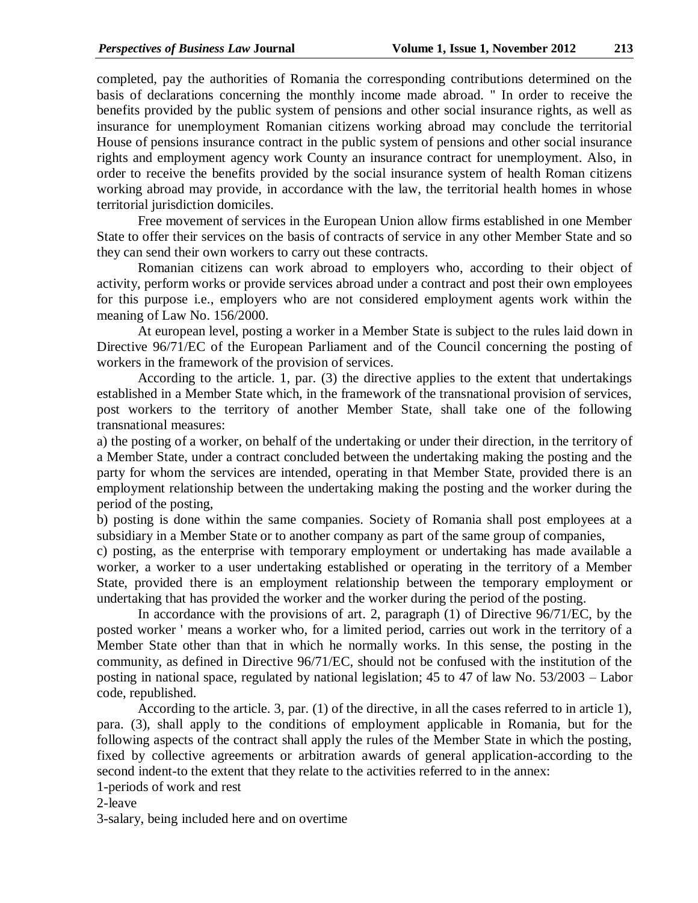completed, pay the authorities of Romania the corresponding contributions determined on the basis of declarations concerning the monthly income made abroad. " In order to receive the benefits provided by the public system of pensions and other social insurance rights, as well as insurance for unemployment Romanian citizens working abroad may conclude the territorial House of pensions insurance contract in the public system of pensions and other social insurance rights and employment agency work County an insurance contract for unemployment. Also, in order to receive the benefits provided by the social insurance system of health Roman citizens working abroad may provide, in accordance with the law, the territorial health homes in whose territorial jurisdiction domiciles.

Free movement of services in the European Union allow firms established in one Member State to offer their services on the basis of contracts of service in any other Member State and so they can send their own workers to carry out these contracts.

Romanian citizens can work abroad to employers who, according to their object of activity, perform works or provide services abroad under a contract and post their own employees for this purpose i.e., employers who are not considered employment agents work within the meaning of Law No. 156/2000.

At european level, posting a worker in a Member State is subject to the rules laid down in Directive 96/71/EC of the European Parliament and of the Council concerning the posting of workers in the framework of the provision of services.

According to the article. 1, par. (3) the directive applies to the extent that undertakings established in a Member State which, in the framework of the transnational provision of services, post workers to the territory of another Member State, shall take one of the following transnational measures:

a) the posting of a worker, on behalf of the undertaking or under their direction, in the territory of a Member State, under a contract concluded between the undertaking making the posting and the party for whom the services are intended, operating in that Member State, provided there is an employment relationship between the undertaking making the posting and the worker during the period of the posting,

b) posting is done within the same companies. Society of Romania shall post employees at a subsidiary in a Member State or to another company as part of the same group of companies,

c) posting, as the enterprise with temporary employment or undertaking has made available a worker, a worker to a user undertaking established or operating in the territory of a Member State, provided there is an employment relationship between the temporary employment or undertaking that has provided the worker and the worker during the period of the posting.

In accordance with the provisions of art. 2, paragraph (1) of Directive 96/71/EC, by the posted worker ' means a worker who, for a limited period, carries out work in the territory of a Member State other than that in which he normally works. In this sense, the posting in the community, as defined in Directive 96/71/EC, should not be confused with the institution of the posting in national space, regulated by national legislation; 45 to 47 of law No. 53/2003 – Labor code, republished.

According to the article. 3, par. (1) of the directive, in all the cases referred to in article 1), para. (3), shall apply to the conditions of employment applicable in Romania, but for the following aspects of the contract shall apply the rules of the Member State in which the posting, fixed by collective agreements or arbitration awards of general application-according to the second indent-to the extent that they relate to the activities referred to in the annex:

1-periods of work and rest

2-leave

3-salary, being included here and on overtime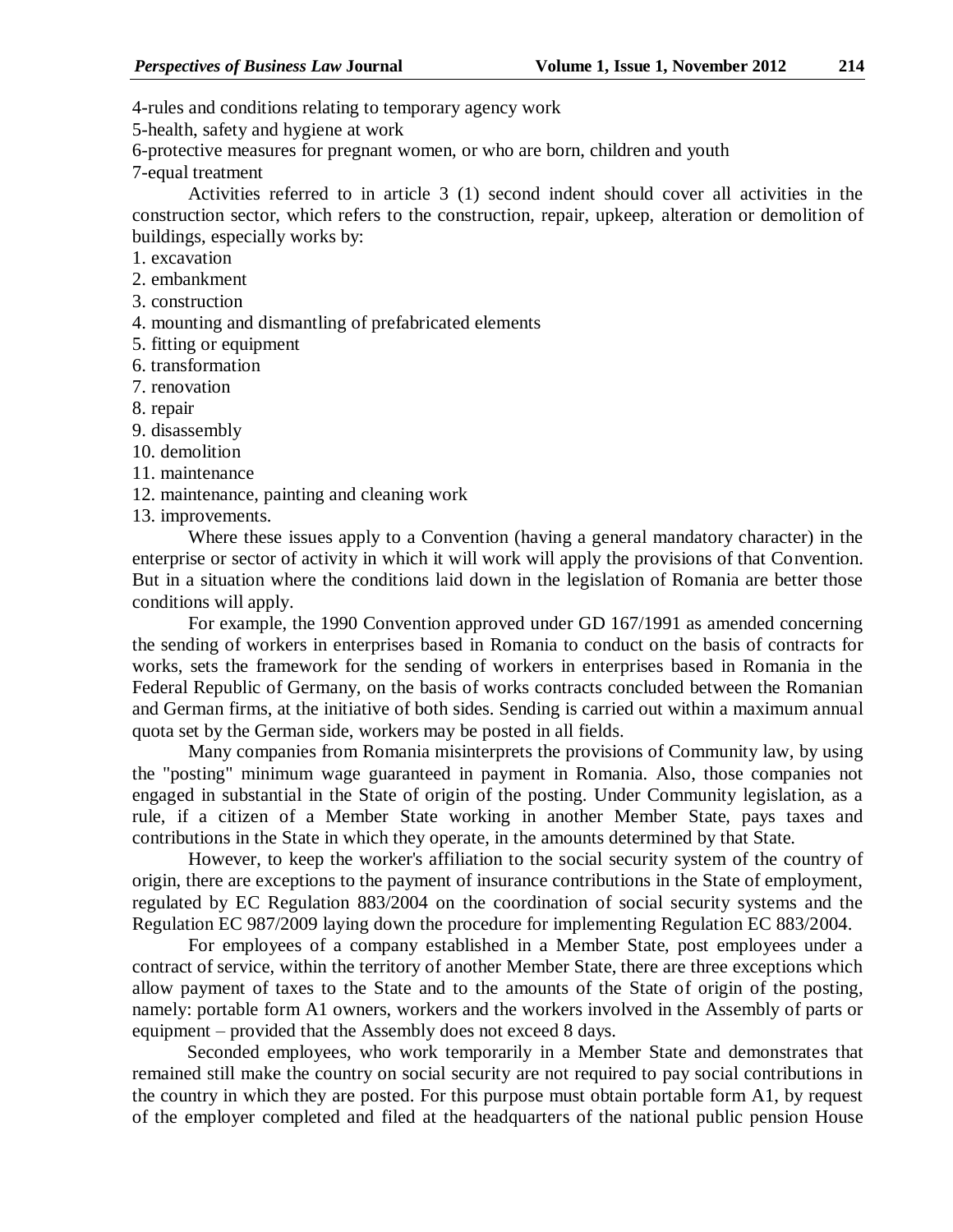4-rules and conditions relating to temporary agency work

5-health, safety and hygiene at work

6-protective measures for pregnant women, or who are born, children and youth

7-equal treatment

Activities referred to in article 3 (1) second indent should cover all activities in the construction sector, which refers to the construction, repair, upkeep, alteration or demolition of buildings, especially works by:

1. excavation
2. embankment
3. construction
4. mounting and dismantling of prefabricated elements
5. fitting or equipment
6. transformation
7. renovation
8. repair
9. disassembly
10. demolition
11. maintenance
12. maintenance, painting and cleaning work
13. improvements.

Where these issues apply to a Convention (having a general mandatory character) in the enterprise or sector of activity in which it will work will apply the provisions of that Convention. But in a situation where the conditions laid down in the legislation of Romania are better those conditions will apply.

For example, the 1990 Convention approved under GD 167/1991 as amended concerning the sending of workers in enterprises based in Romania to conduct on the basis of contracts for works, sets the framework for the sending of workers in enterprises based in Romania in the Federal Republic of Germany, on the basis of works contracts concluded between the Romanian and German firms, at the initiative of both sides. Sending is carried out within a maximum annual quota set by the German side, workers may be posted in all fields.

Many companies from Romania misinterprets the provisions of Community law, by using the "posting" minimum wage guaranteed in payment in Romania. Also, those companies not engaged in substantial in the State of origin of the posting. Under Community legislation, as a rule, if a citizen of a Member State working in another Member State, pays taxes and contributions in the State in which they operate, in the amounts determined by that State.

However, to keep the worker's affiliation to the social security system of the country of origin, there are exceptions to the payment of insurance contributions in the State of employment, regulated by EC Regulation 883/2004 on the coordination of social security systems and the Regulation EC 987/2009 laying down the procedure for implementing Regulation EC 883/2004.

For employees of a company established in a Member State, post employees under a contract of service, within the territory of another Member State, there are three exceptions which allow payment of taxes to the State and to the amounts of the State of origin of the posting, namely: portable form A1 owners, workers and the workers involved in the Assembly of parts or equipment – provided that the Assembly does not exceed 8 days.

Seconded employees, who work temporarily in a Member State and demonstrates that remained still make the country on social security are not required to pay social contributions in the country in which they are posted. For this purpose must obtain portable form A1, by request of the employer completed and filed at the headquarters of the national public pension House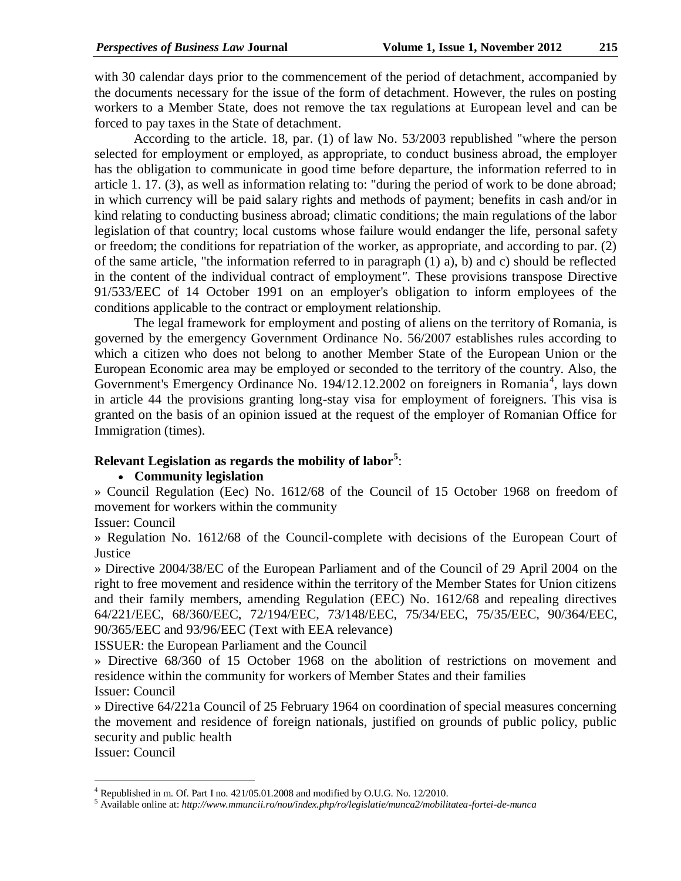with 30 calendar days prior to the commencement of the period of detachment, accompanied by the documents necessary for the issue of the form of detachment. However, the rules on posting workers to a Member State, does not remove the tax regulations at European level and can be forced to pay taxes in the State of detachment.

According to the article. 18, par. (1) of law No. 53/2003 republished "where the person selected for employment or employed, as appropriate, to conduct business abroad, the employer has the obligation to communicate in good time before departure, the information referred to in article 1. 17. (3), as well as information relating to: "during the period of work to be done abroad; in which currency will be paid salary rights and methods of payment; benefits in cash and/or in kind relating to conducting business abroad; climatic conditions; the main regulations of the labor legislation of that country; local customs whose failure would endanger the life, personal safety or freedom; the conditions for repatriation of the worker, as appropriate, and according to par. (2) of the same article, "the information referred to in paragraph (1) a), b) and c) should be reflected in the content of the individual contract of employment". These provisions transpose Directive 91/533/EEC of 14 October 1991 on an employer's obligation to inform employees of the conditions applicable to the contract or employment relationship.

The legal framework for employment and posting of aliens on the territory of Romania, is governed by the emergency Government Ordinance No. 56/2007 establishes rules according to which a citizen who does not belong to another Member State of the European Union or the European Economic area may be employed or seconded to the territory of the country. Also, the Government's Emergency Ordinance No. 194/12.12.2002 on foreigners in Romania[4], lays down in article 44 the provisions granting long-stay visa for employment of foreigners. This visa is granted on the basis of an opinion issued at the request of the employer of Romanian Office for Immigration (times).

**Relevant Legislation as regards the mobility of labor[5]:**

- **Community legislation**

» Council Regulation (Eec) No. 1612/68 of the Council of 15 October 1968 on freedom of movement for workers within the community

Issuer: Council

» Regulation No. 1612/68 of the Council-complete with decisions of the European Court of Justice

» Directive 2004/38/EC of the European Parliament and of the Council of 29 April 2004 on the right to free movement and residence within the territory of the Member States for Union citizens and their family members, amending Regulation (EEC) No. 1612/68 and repealing directives 64/221/EEC, 68/360/EEC, 72/194/EEC, 73/148/EEC, 75/34/EEC, 75/35/EEC, 90/364/EEC, 90/365/EEC and 93/96/EEC (Text with EEA relevance)

ISSUER: the European Parliament and the Council

» Directive 68/360 of 15 October 1968 on the abolition of restrictions on movement and residence within the community for workers of Member States and their families

Issuer: Council

» Directive 64/221a Council of 25 February 1964 on coordination of special measures concerning the movement and residence of foreign nationals, justified on grounds of public policy, public security and public health

Issuer: Council

---

[4] Republished in m. Of. Part I no. 421/05.01.2008 and modified by O.U.G. No. 12/2010.

[5] Available online at: *http://www.mmuncii.ro/nou/index.php/ro/legislatie/munca2/mobilitatea-fortei-de-munca*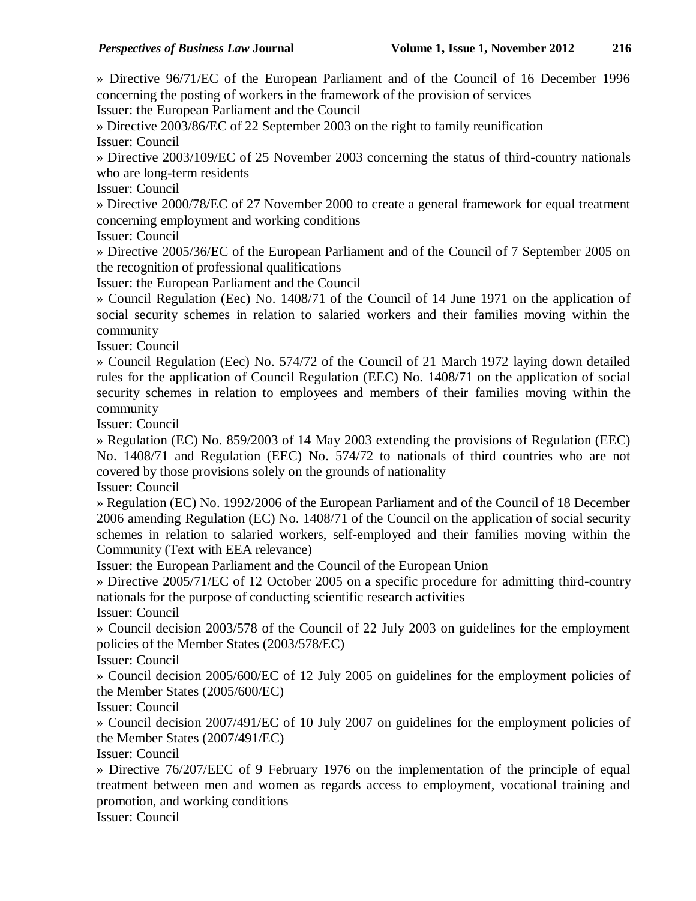» Directive 96/71/EC of the European Parliament and of the Council of 16 December 1996 concerning the posting of workers in the framework of the provision of services
Issuer: the European Parliament and the Council

» Directive 2003/86/EC of 22 September 2003 on the right to family reunification
Issuer: Council

» Directive 2003/109/EC of 25 November 2003 concerning the status of third-country nationals who are long-term residents
Issuer: Council

» Directive 2000/78/EC of 27 November 2000 to create a general framework for equal treatment concerning employment and working conditions
Issuer: Council

» Directive 2005/36/EC of the European Parliament and of the Council of 7 September 2005 on the recognition of professional qualifications
Issuer: the European Parliament and the Council

» Council Regulation (Eec) No. 1408/71 of the Council of 14 June 1971 on the application of social security schemes in relation to salaried workers and their families moving within the community
Issuer: Council

» Council Regulation (Eec) No. 574/72 of the Council of 21 March 1972 laying down detailed rules for the application of Council Regulation (EEC) No. 1408/71 on the application of social security schemes in relation to employees and members of their families moving within the community
Issuer: Council

» Regulation (EC) No. 859/2003 of 14 May 2003 extending the provisions of Regulation (EEC) No. 1408/71 and Regulation (EEC) No. 574/72 to nationals of third countries who are not covered by those provisions solely on the grounds of nationality
Issuer: Council

» Regulation (EC) No. 1992/2006 of the European Parliament and of the Council of 18 December 2006 amending Regulation (EC) No. 1408/71 of the Council on the application of social security schemes in relation to salaried workers, self-employed and their families moving within the Community (Text with EEA relevance)
Issuer: the European Parliament and the Council of the European Union

» Directive 2005/71/EC of 12 October 2005 on a specific procedure for admitting third-country nationals for the purpose of conducting scientific research activities
Issuer: Council

» Council decision 2003/578 of the Council of 22 July 2003 on guidelines for the employment policies of the Member States (2003/578/EC)
Issuer: Council

» Council decision 2005/600/EC of 12 July 2005 on guidelines for the employment policies of the Member States (2005/600/EC)
Issuer: Council

» Council decision 2007/491/EC of 10 July 2007 on guidelines for the employment policies of the Member States (2007/491/EC)
Issuer: Council

» Directive 76/207/EEC of 9 February 1976 on the implementation of the principle of equal treatment between men and women as regards access to employment, vocational training and promotion, and working conditions
Issuer: Council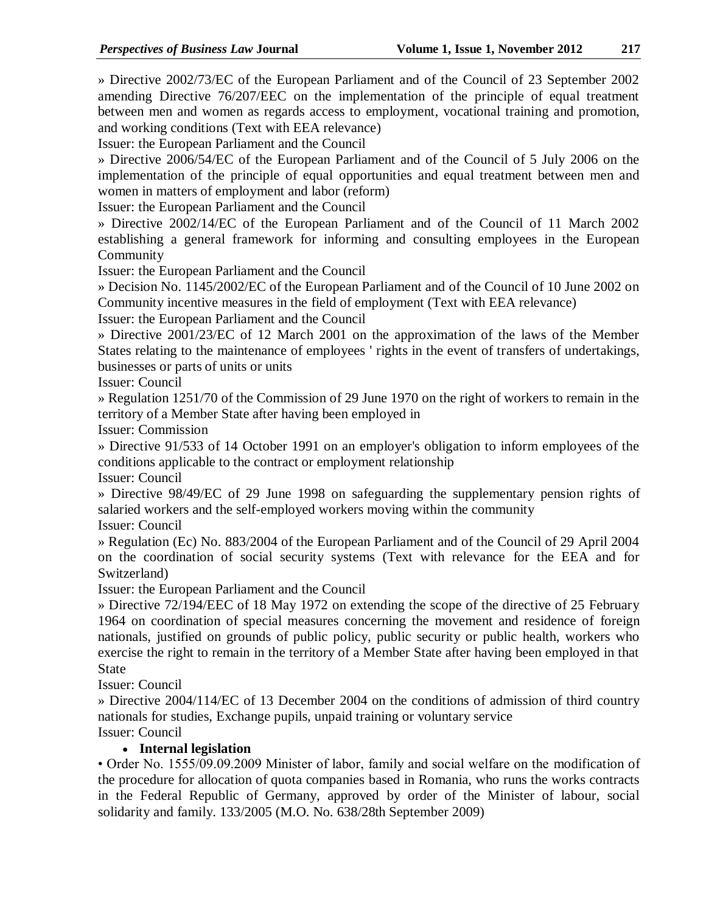» Directive 2002/73/EC of the European Parliament and of the Council of 23 September 2002 amending Directive 76/207/EEC on the implementation of the principle of equal treatment between men and women as regards access to employment, vocational training and promotion, and working conditions (Text with EEA relevance)

Issuer: the European Parliament and the Council

» Directive 2006/54/EC of the European Parliament and of the Council of 5 July 2006 on the implementation of the principle of equal opportunities and equal treatment between men and women in matters of employment and labor (reform)

Issuer: the European Parliament and the Council

» Directive 2002/14/EC of the European Parliament and of the Council of 11 March 2002 establishing a general framework for informing and consulting employees in the European Community

Issuer: the European Parliament and the Council

» Decision No. 1145/2002/EC of the European Parliament and of the Council of 10 June 2002 on Community incentive measures in the field of employment (Text with EEA relevance)

Issuer: the European Parliament and the Council

» Directive 2001/23/EC of 12 March 2001 on the approximation of the laws of the Member States relating to the maintenance of employees ' rights in the event of transfers of undertakings, businesses or parts of units or units

Issuer: Council

» Regulation 1251/70 of the Commission of 29 June 1970 on the right of workers to remain in the territory of a Member State after having been employed in

Issuer: Commission

» Directive 91/533 of 14 October 1991 on an employer's obligation to inform employees of the conditions applicable to the contract or employment relationship

Issuer: Council

» Directive 98/49/EC of 29 June 1998 on safeguarding the supplementary pension rights of salaried workers and the self-employed workers moving within the community

Issuer: Council

» Regulation (Ec) No. 883/2004 of the European Parliament and of the Council of 29 April 2004 on the coordination of social security systems (Text with relevance for the EEA and for Switzerland)

Issuer: the European Parliament and the Council

» Directive 72/194/EEC of 18 May 1972 on extending the scope of the directive of 25 February 1964 on coordination of special measures concerning the movement and residence of foreign nationals, justified on grounds of public policy, public security or public health, workers who exercise the right to remain in the territory of a Member State after having been employed in that State

Issuer: Council

» Directive 2004/114/EC of 13 December 2004 on the conditions of admission of third country nationals for studies, Exchange pupils, unpaid training or voluntary service

Issuer: Council

- **Internal legislation**

• Order No. 1555/09.09.2009 Minister of labor, family and social welfare on the modification of the procedure for allocation of quota companies based in Romania, who runs the works contracts in the Federal Republic of Germany, approved by order of the Minister of labour, social solidarity and family. 133/2005 (M.O. No. 638/28th September 2009)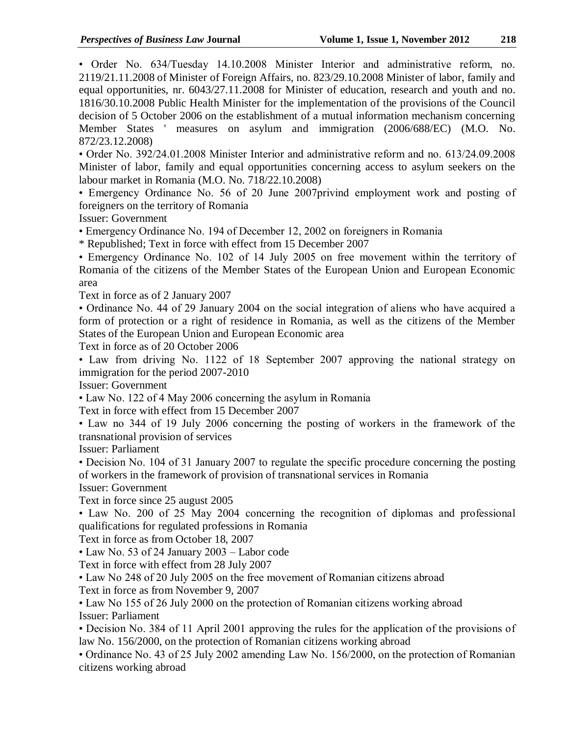• Order No. 634/Tuesday 14.10.2008 Minister Interior and administrative reform, no. 2119/21.11.2008 of Minister of Foreign Affairs, no. 823/29.10.2008 Minister of labor, family and equal opportunities, nr. 6043/27.11.2008 for Minister of education, research and youth and no. 1816/30.10.2008 Public Health Minister for the implementation of the provisions of the Council decision of 5 October 2006 on the establishment of a mutual information mechanism concerning Member States ' measures on asylum and immigration (2006/688/EC) (M.O. No. 872/23.12.2008)

• Order No. 392/24.01.2008 Minister Interior and administrative reform and no. 613/24.09.2008 Minister of labor, family and equal opportunities concerning access to asylum seekers on the labour market in Romania (M.O. No. 718/22.10.2008)

• Emergency Ordinance No. 56 of 20 June 2007privind employment work and posting of foreigners on the territory of Romania

Issuer: Government

• Emergency Ordinance No. 194 of December 12, 2002 on foreigners in Romania

* Republished; Text in force with effect from 15 December 2007

• Emergency Ordinance No. 102 of 14 July 2005 on free movement within the territory of Romania of the citizens of the Member States of the European Union and European Economic area

Text in force as of 2 January 2007

• Ordinance No. 44 of 29 January 2004 on the social integration of aliens who have acquired a form of protection or a right of residence in Romania, as well as the citizens of the Member States of the European Union and European Economic area

Text in force as of 20 October 2006

• Law from driving No. 1122 of 18 September 2007 approving the national strategy on immigration for the period 2007-2010

Issuer: Government

• Law No. 122 of 4 May 2006 concerning the asylum in Romania

Text in force with effect from 15 December 2007

• Law no 344 of 19 July 2006 concerning the posting of workers in the framework of the transnational provision of services

Issuer: Parliament

• Decision No. 104 of 31 January 2007 to regulate the specific procedure concerning the posting of workers in the framework of provision of transnational services in Romania

Issuer: Government

Text in force since 25 august 2005

• Law No. 200 of 25 May 2004 concerning the recognition of diplomas and professional qualifications for regulated professions in Romania

Text in force as from October 18, 2007

• Law No. 53 of 24 January 2003 – Labor code

Text in force with effect from 28 July 2007

• Law No 248 of 20 July 2005 on the free movement of Romanian citizens abroad

Text in force as from November 9, 2007

• Law No 155 of 26 July 2000 on the protection of Romanian citizens working abroad

Issuer: Parliament

• Decision No. 384 of 11 April 2001 approving the rules for the application of the provisions of law No. 156/2000, on the protection of Romanian citizens working abroad

• Ordinance No. 43 of 25 July 2002 amending Law No. 156/2000, on the protection of Romanian citizens working abroad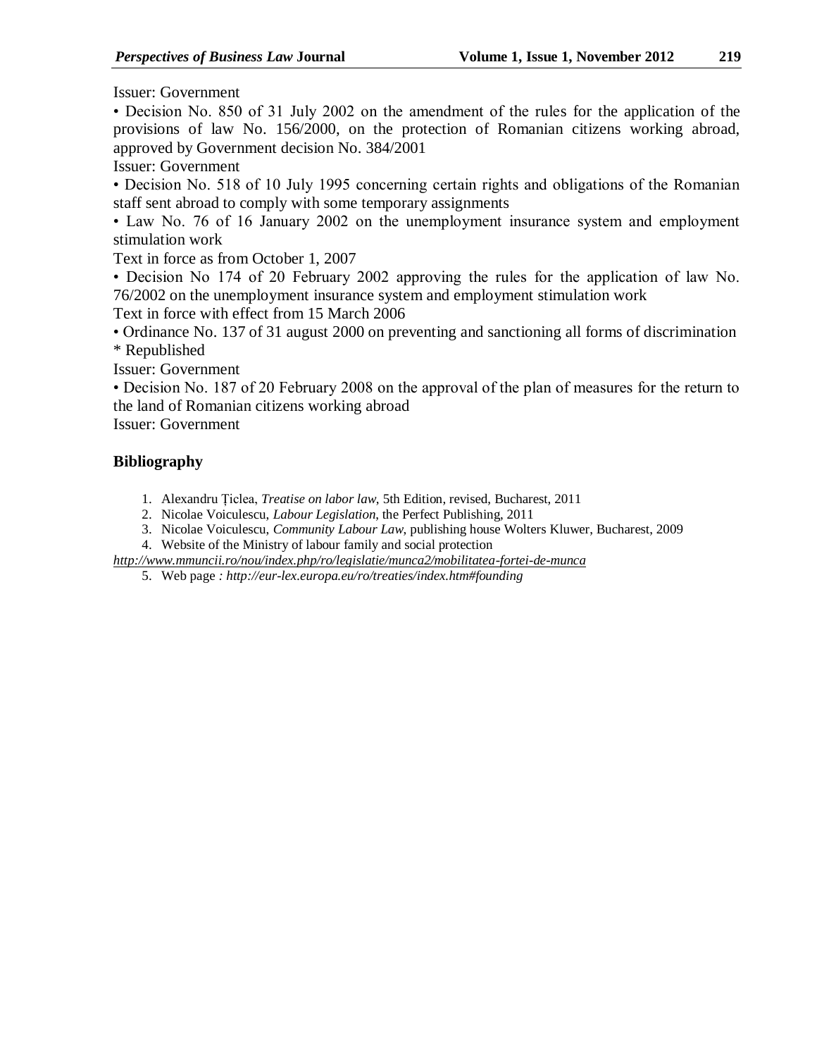Issuer: Government

• Decision No. 850 of 31 July 2002 on the amendment of the rules for the application of the provisions of law No. 156/2000, on the protection of Romanian citizens working abroad, approved by Government decision No. 384/2001

Issuer: Government

• Decision No. 518 of 10 July 1995 concerning certain rights and obligations of the Romanian staff sent abroad to comply with some temporary assignments

• Law No. 76 of 16 January 2002 on the unemployment insurance system and employment stimulation work

Text in force as from October 1, 2007

• Decision No 174 of 20 February 2002 approving the rules for the application of law No. 76/2002 on the unemployment insurance system and employment stimulation work

Text in force with effect from 15 March 2006

• Ordinance No. 137 of 31 august 2000 on preventing and sanctioning all forms of discrimination

* Republished

Issuer: Government

• Decision No. 187 of 20 February 2008 on the approval of the plan of measures for the return to the land of Romanian citizens working abroad

Issuer: Government

## Bibliography

1. Alexandru Țiclea, *Treatise on labor law*, 5th Edition, revised, Bucharest, 2011
2. Nicolae Voiculescu, *Labour Legislation*, the Perfect Publishing, 2011
3. Nicolae Voiculescu, *Community Labour Law*, publishing house Wolters Kluwer, Bucharest, 2009
4. Website of the Ministry of labour family and social protection *http://www.mmuncii.ro/nou/index.php/ro/legislatie/munca2/mobilitatea-fortei-de-munca*
5. Web page *: http://eur-lex.europa.eu/ro/treaties/index.htm#founding*